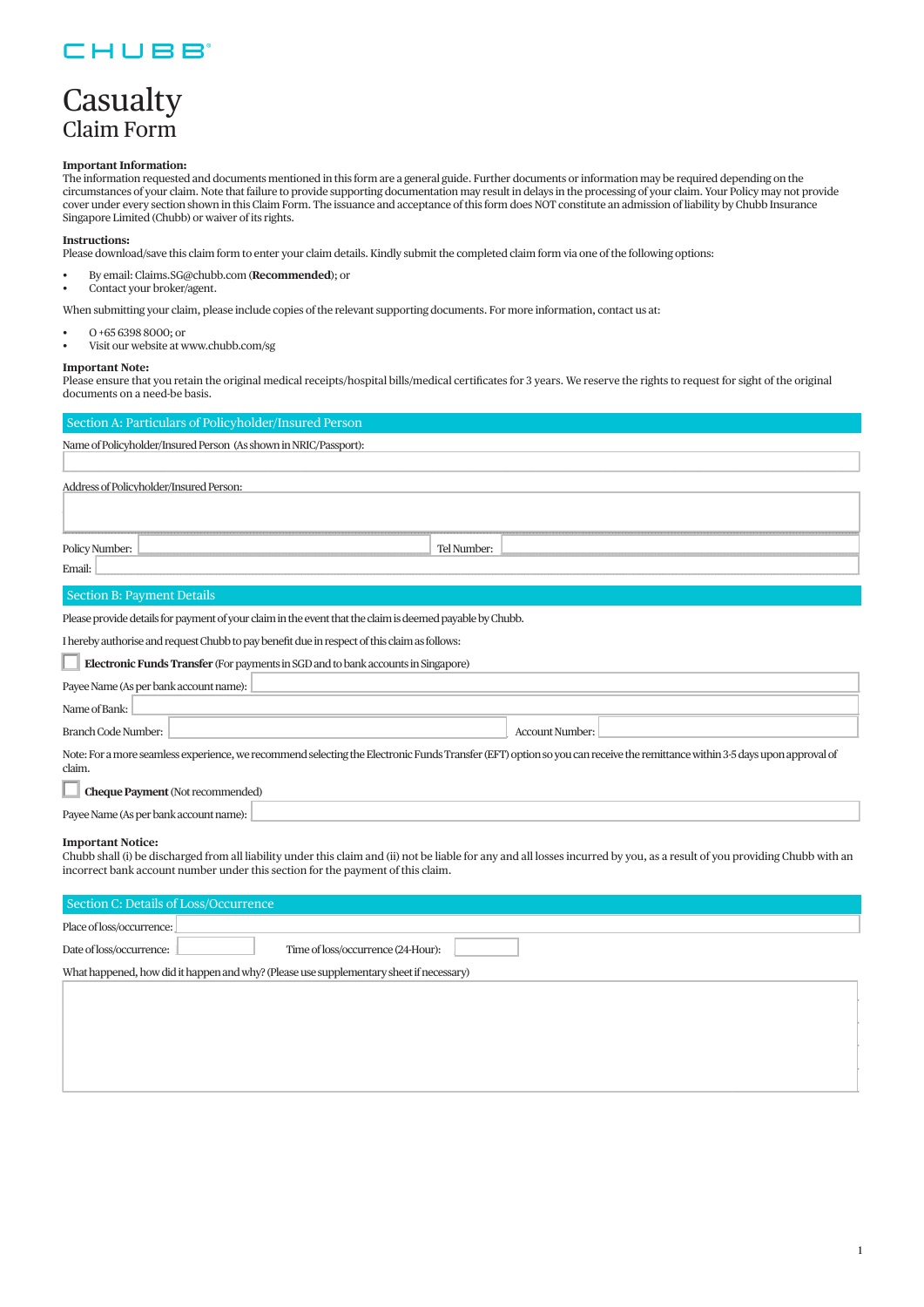CHUBB

# Casualty
## Claim Form

**Important Information:**
The information requested and documents mentioned in this form are a general guide. Further documents or information may be required depending on the circumstances of your claim. Note that failure to provide supporting documentation may result in delays in the processing of your claim. Your Policy may not provide cover under every section shown in this Claim Form. The issuance and acceptance of this form does NOT constitute an admission of liability by Chubb Insurance Singapore Limited (Chubb) or waiver of its rights.

**Instructions:**
Please download/save this claim form to enter your claim details. Kindly submit the completed claim form via one of the following options:

- By email: Claims.SG@chubb.com (**Recommended**); or
- Contact your broker/agent.

When submitting your claim, please include copies of the relevant supporting documents. For more information, contact us at:

- O +65 6398 8000; or
- Visit our website at www.chubb.com/sg

**Important Note:**
Please ensure that you retain the original medical receipts/hospital bills/medical certificates for 3 years. We reserve the rights to request for sight of the original documents on a need-be basis.

## Section A: Particulars of Policyholder/Insured Person

Name of Policyholder/Insured Person (As shown in NRIC/Passport):

Address of Policyholder/Insured Person:

Policy Number: Tel Number:

Email:

## Section B: Payment Details

Please provide details for payment of your claim in the event that the claim is deemed payable by Chubb.

I hereby authorise and request Chubb to pay benefit due in respect of this claim as follows:

☐ **Electronic Funds Transfer** (For payments in SGD and to bank accounts in Singapore)

Payee Name (As per bank account name):

Name of Bank:

Branch Code Number: Account Number:

Note: For a more seamless experience, we recommend selecting the Electronic Funds Transfer (EFT) option so you can receive the remittance within 3-5 days upon approval of claim.

☐ **Cheque Payment** (Not recommended)

Payee Name (As per bank account name):

**Important Notice:**
Chubb shall (i) be discharged from all liability under this claim and (ii) not be liable for any and all losses incurred by you, as a result of you providing Chubb with an incorrect bank account number under this section for the payment of this claim.

## Section C: Details of Loss/Occurrence

Place of loss/occurrence:

Date of loss/occurrence: Time of loss/occurrence (24-Hour):

What happened, how did it happen and why? (Please use supplementary sheet if necessary)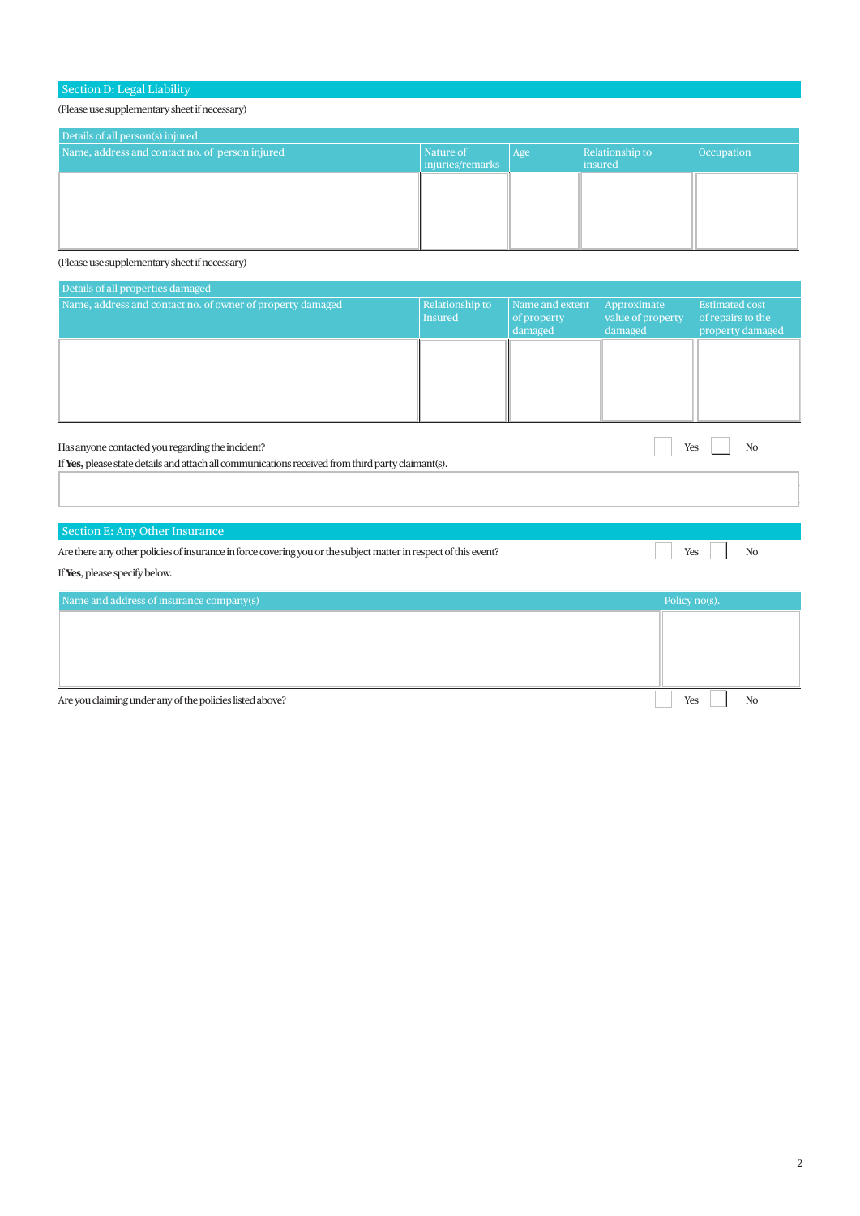## Section D: Legal Liability

(Please use supplementary sheet if necessary)

| Details of all person(s) injured | | | | |
|---|---|---|---|---|
| Name, address and contact no. of person injured | Nature of injuries/remarks | Age | Relationship to insured | Occupation |
| | | | | |

(Please use supplementary sheet if necessary)

| Details of all properties damaged | | | | |
|---|---|---|---|---|
| Name, address and contact no. of owner of property damaged | Relationship to Insured | Name and extent of property damaged | Approximate value of property damaged | Estimated cost of repairs to the property damaged |
| | | | | |

Has anyone contacted you regarding the incident? ☐ Yes ☐ No

If **Yes,** please state details and attach all communications received from third party claimant(s).

## Section E: Any Other Insurance

Are there any other policies of insurance in force covering you or the subject matter in respect of this event? ☐ Yes ☐ No

If **Yes**, please specify below.

| Name and address of insurance company(s) | Policy no(s). |
|---|---|
| | |

Are you claiming under any of the policies listed above? ☐ Yes ☐ No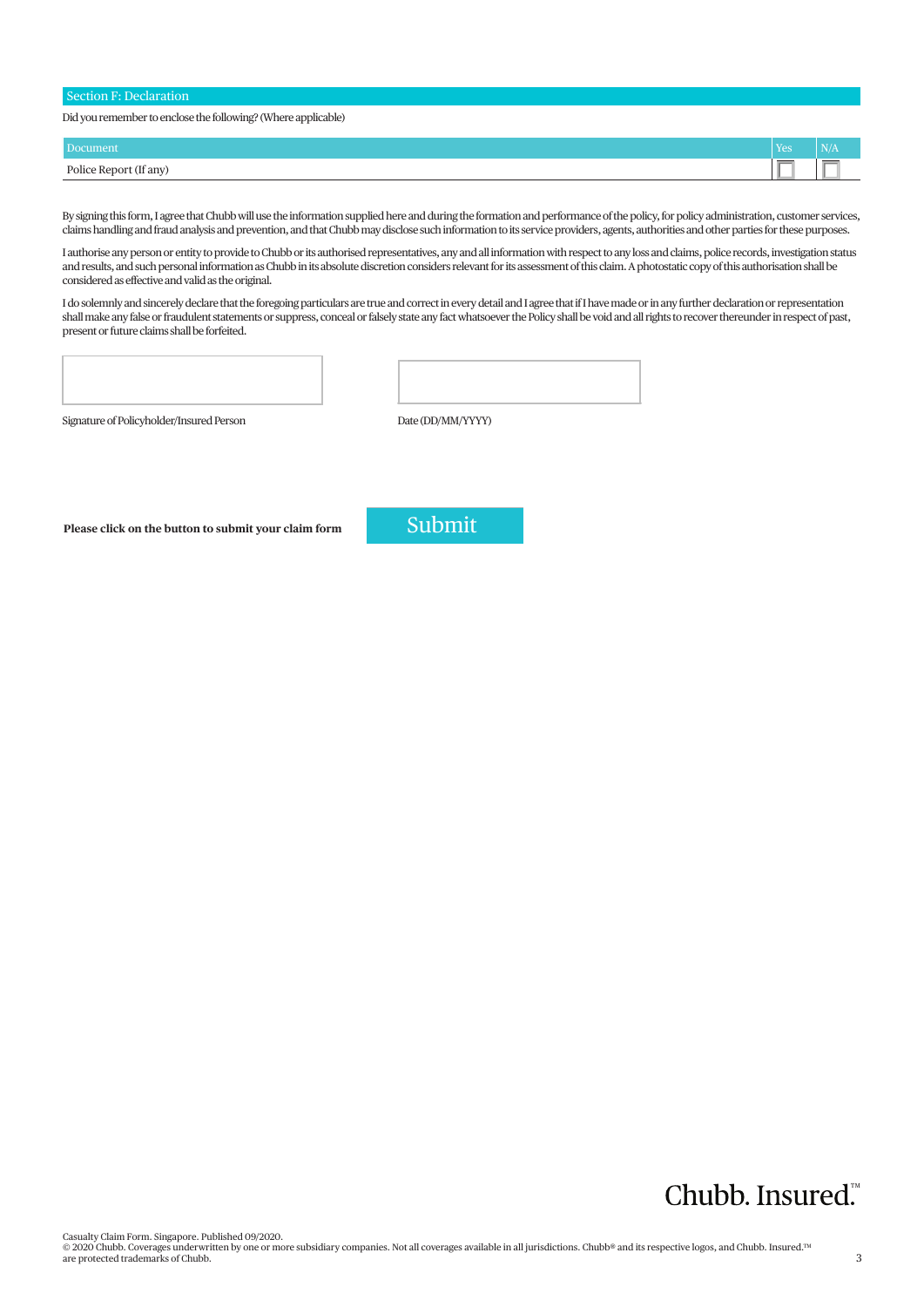## Section F: Declaration

Did you remember to enclose the following? (Where applicable)

| Document | Yes | N/A |
|---|---|---|
| Police Report (If any) | ☐ | ☐ |

By signing this form, I agree that Chubb will use the information supplied here and during the formation and performance of the policy, for policy administration, customer services, claims handling and fraud analysis and prevention, and that Chubb may disclose such information to its service providers, agents, authorities and other parties for these purposes.

I authorise any person or entity to provide to Chubb or its authorised representatives, any and all information with respect to any loss and claims, police records, investigation status and results, and such personal information as Chubb in its absolute discretion considers relevant for its assessment of this claim. A photostatic copy of this authorisation shall be considered as effective and valid as the original.

I do solemnly and sincerely declare that the foregoing particulars are true and correct in every detail and I agree that if I have made or in any further declaration or representation shall make any false or fraudulent statements or suppress, conceal or falsely state any fact whatsoever the Policy shall be void and all rights to recover thereunder in respect of past, present or future claims shall be forfeited.

Signature of Policyholder/Insured Person

Date (DD/MM/YYYY)

**Please click on the button to submit your claim form**

Submit

Chubb. Insured.™

Casualty Claim Form. Singapore. Published 09/2020.
© 2020 Chubb. Coverages underwritten by one or more subsidiary companies. Not all coverages available in all jurisdictions. Chubb® and its respective logos, and Chubb. Insured.™ are protected trademarks of Chubb.